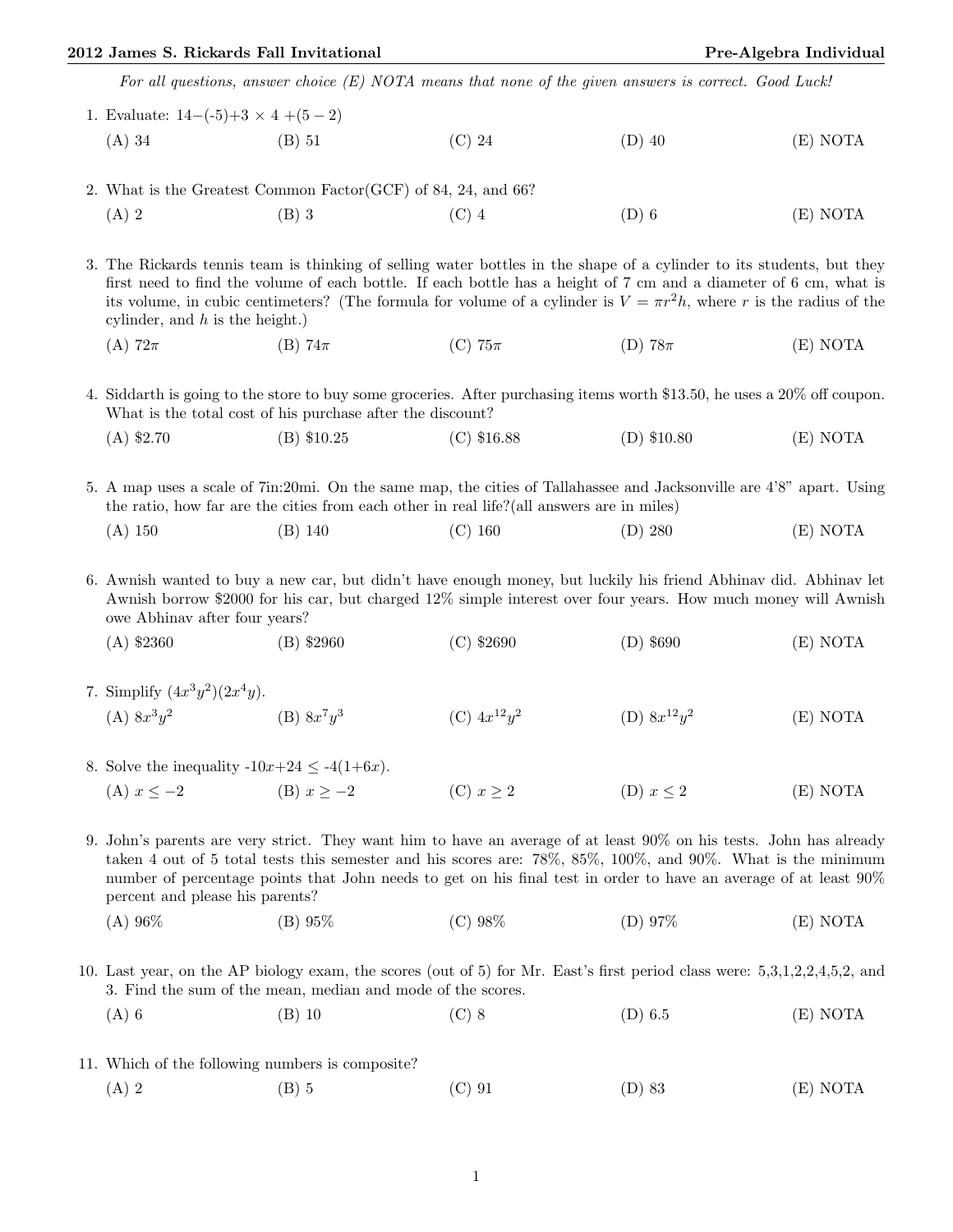*For all questions, answer choice (E) NOTA means that none of the given answers is correct. Good Luck!*

1. Evaluate: 14−(-5)+3 × 4 +(5 − 2)

   (A) 34 (B) 51 (C) 24 (D) 40 (E) NOTA

2. What is the Greatest Common Factor(GCF) of 84, 24, and 66?

   (A) 2 (B) 3 (C) 4 (D) 6 (E) NOTA

3. The Rickards tennis team is thinking of selling water bottles in the shape of a cylinder to its students, but they first need to find the volume of each bottle. If each bottle has a height of 7 cm and a diameter of 6 cm, what is its volume, in cubic centimeters? (The formula for volume of a cylinder is $V = \pi r^2 h$, where $r$ is the radius of the cylinder, and $h$ is the height.)

   (A) $72\pi$ (B) $74\pi$ (C) $75\pi$ (D) $78\pi$ (E) NOTA

4. Siddarth is going to the store to buy some groceries. After purchasing items worth $13.50, he uses a 20% off coupon. What is the total cost of his purchase after the discount?

   (A) $2.70 (B) $10.25 (C) $16.88 (D) $10.80 (E) NOTA

5. A map uses a scale of 7in:20mi. On the same map, the cities of Tallahassee and Jacksonville are 4'8" apart. Using the ratio, how far are the cities from each other in real life?(all answers are in miles)

   (A) 150 (B) 140 (C) 160 (D) 280 (E) NOTA

6. Awnish wanted to buy a new car, but didn't have enough money, but luckily his friend Abhinav did. Abhinav let Awnish borrow $2000 for his car, but charged 12% simple interest over four years. How much money will Awnish owe Abhinav after four years?

   (A) $2360 (B) $2960 (C) $2690 (D) $690 (E) NOTA

7. Simplify $(4x^3y^2)(2x^4y)$.

   (A) $8x^3y^2$ (B) $8x^7y^3$ (C) $4x^{12}y^2$ (D) $8x^{12}y^2$ (E) NOTA

8. Solve the inequality $-10x+24 \leq -4(1+6x)$.

   (A) $x \leq -2$ (B) $x \geq -2$ (C) $x \geq 2$ (D) $x \leq 2$ (E) NOTA

9. John's parents are very strict. They want him to have an average of at least 90% on his tests. John has already taken 4 out of 5 total tests this semester and his scores are: 78%, 85%, 100%, and 90%. What is the minimum number of percentage points that John needs to get on his final test in order to have an average of at least 90% percent and please his parents?

   (A) 96% (B) 95% (C) 98% (D) 97% (E) NOTA

10. Last year, on the AP biology exam, the scores (out of 5) for Mr. East's first period class were: 5,3,1,2,2,4,5,2, and 3. Find the sum of the mean, median and mode of the scores.

    (A) 6 (B) 10 (C) 8 (D) 6.5 (E) NOTA

11. Which of the following numbers is composite?

    (A) 2 (B) 5 (C) 91 (D) 83 (E) NOTA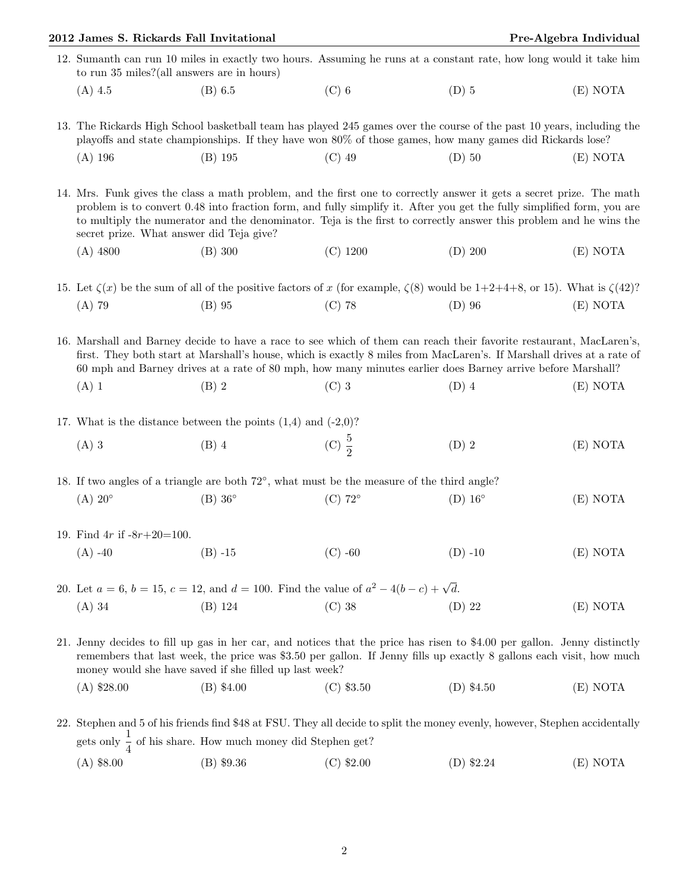12. Sumanth can run 10 miles in exactly two hours. Assuming he runs at a constant rate, how long would it take him to run 35 miles?(all answers are in hours)

    (A) 4.5 (B) 6.5 (C) 6 (D) 5 (E) NOTA

13. The Rickards High School basketball team has played 245 games over the course of the past 10 years, including the playoffs and state championships. If they have won 80% of those games, how many games did Rickards lose?

    (A) 196 (B) 195 (C) 49 (D) 50 (E) NOTA

14. Mrs. Funk gives the class a math problem, and the first one to correctly answer it gets a secret prize. The math problem is to convert 0.48 into fraction form, and fully simplify it. After you get the fully simplified form, you are to multiply the numerator and the denominator. Teja is the first to correctly answer this problem and he wins the secret prize. What answer did Teja give?

    (A) 4800 (B) 300 (C) 1200 (D) 200 (E) NOTA

15. Let $\zeta(x)$ be the sum of all of the positive factors of $x$ (for example, $\zeta(8)$ would be 1+2+4+8, or 15). What is $\zeta(42)$?

    (A) 79 (B) 95 (C) 78 (D) 96 (E) NOTA

16. Marshall and Barney decide to have a race to see which of them can reach their favorite restaurant, MacLaren's, first. They both start at Marshall's house, which is exactly 8 miles from MacLaren's. If Marshall drives at a rate of 60 mph and Barney drives at a rate of 80 mph, how many minutes earlier does Barney arrive before Marshall?

    (A) 1 (B) 2 (C) 3 (D) 4 (E) NOTA

17. What is the distance between the points (1,4) and (-2,0)?

    (A) 3 (B) 4 (C) $\frac{5}{2}$ (D) 2 (E) NOTA

18. If two angles of a triangle are both 72°, what must be the measure of the third angle?

    (A) 20° (B) 36° (C) 72° (D) 16° (E) NOTA

19. Find $4r$ if $-8r+20=100$.

    (A) -40 (B) -15 (C) -60 (D) -10 (E) NOTA

20. Let $a = 6$, $b = 15$, $c = 12$, and $d = 100$. Find the value of $a^2 - 4(b - c) + \sqrt{d}$.

    (A) 34 (B) 124 (C) 38 (D) 22 (E) NOTA

21. Jenny decides to fill up gas in her car, and notices that the price has risen to \$4.00 per gallon. Jenny distinctly remembers that last week, the price was \$3.50 per gallon. If Jenny fills up exactly 8 gallons each visit, how much money would she have saved if she filled up last week?

    (A) \$28.00 (B) \$4.00 (C) \$3.50 (D) \$4.50 (E) NOTA

22. Stephen and 5 of his friends find \$48 at FSU. They all decide to split the money evenly, however, Stephen accidentally gets only $\frac{1}{4}$ of his share. How much money did Stephen get?

    (A) \$8.00 (B) \$9.36 (C) \$2.00 (D) \$2.24 (E) NOTA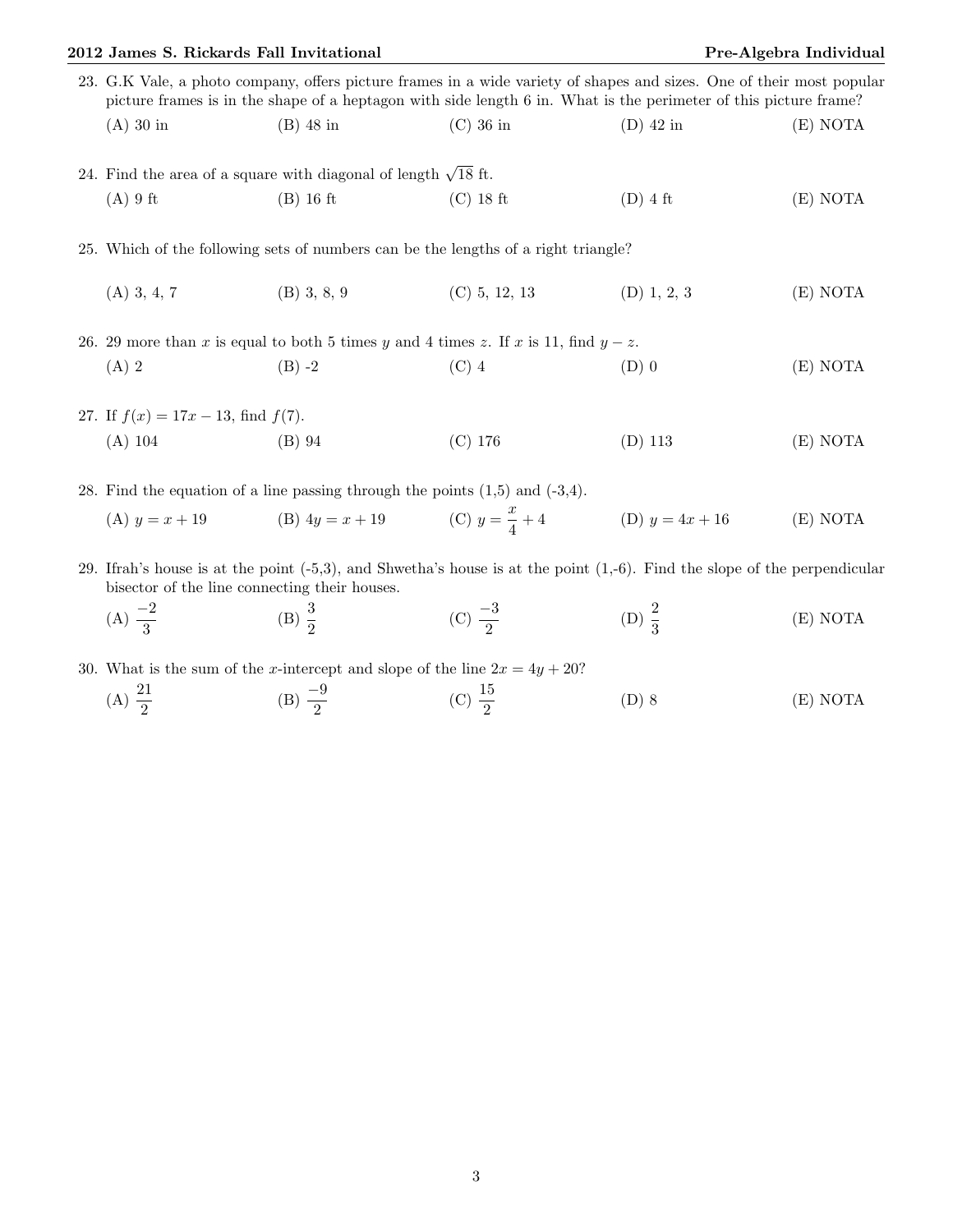23. G.K Vale, a photo company, offers picture frames in a wide variety of shapes and sizes. One of their most popular picture frames is in the shape of a heptagon with side length 6 in. What is the perimeter of this picture frame?

    (A) 30 in  (B) 48 in  (C) 36 in  (D) 42 in  (E) NOTA

24. Find the area of a square with diagonal of length $\sqrt{18}$ ft.

    (A) 9 ft  (B) 16 ft  (C) 18 ft  (D) 4 ft  (E) NOTA

25. Which of the following sets of numbers can be the lengths of a right triangle?

    (A) 3, 4, 7  (B) 3, 8, 9  (C) 5, 12, 13  (D) 1, 2, 3  (E) NOTA

26. 29 more than $x$ is equal to both 5 times $y$ and 4 times $z$. If $x$ is 11, find $y - z$.

    (A) 2  (B) -2  (C) 4  (D) 0  (E) NOTA

27. If $f(x) = 17x - 13$, find $f(7)$.

    (A) 104  (B) 94  (C) 176  (D) 113  (E) NOTA

28. Find the equation of a line passing through the points (1,5) and (-3,4).

    (A) $y = x + 19$  (B) $4y = x + 19$  (C) $y = \frac{x}{4} + 4$  (D) $y = 4x + 16$  (E) NOTA

29. Ifrah's house is at the point (-5,3), and Shwetha's house is at the point (1,-6). Find the slope of the perpendicular bisector of the line connecting their houses.

    (A) $\frac{-2}{3}$  (B) $\frac{3}{2}$  (C) $\frac{-3}{2}$  (D) $\frac{2}{3}$  (E) NOTA

30. What is the sum of the $x$-intercept and slope of the line $2x = 4y + 20$?

    (A) $\frac{21}{2}$  (B) $\frac{-9}{2}$  (C) $\frac{15}{2}$  (D) 8  (E) NOTA